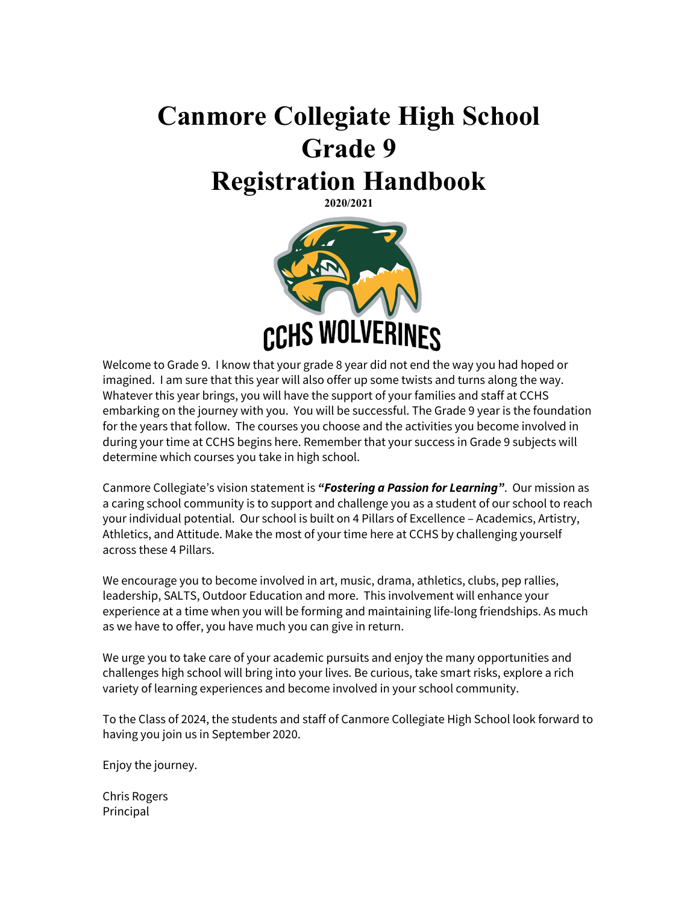# Canmore Collegiate High School Grade 9 Registration Handbook

**2020/2021**

CCHS WOLVERINES

Welcome to Grade 9. I know that your grade 8 year did not end the way you had hoped or imagined. I am sure that this year will also offer up some twists and turns along the way. Whatever this year brings, you will have the support of your families and staff at CCHS embarking on the journey with you. You will be successful. The Grade 9 year is the foundation for the years that follow. The courses you choose and the activities you become involved in during your time at CCHS begins here. Remember that your success in Grade 9 subjects will determine which courses you take in high school.

Canmore Collegiate's vision statement is ***"Fostering a Passion for Learning"***. Our mission as a caring school community is to support and challenge you as a student of our school to reach your individual potential. Our school is built on 4 Pillars of Excellence – Academics, Artistry, Athletics, and Attitude. Make the most of your time here at CCHS by challenging yourself across these 4 Pillars.

We encourage you to become involved in art, music, drama, athletics, clubs, pep rallies, leadership, SALTS, Outdoor Education and more. This involvement will enhance your experience at a time when you will be forming and maintaining life-long friendships. As much as we have to offer, you have much you can give in return.

We urge you to take care of your academic pursuits and enjoy the many opportunities and challenges high school will bring into your lives. Be curious, take smart risks, explore a rich variety of learning experiences and become involved in your school community.

To the Class of 2024, the students and staff of Canmore Collegiate High School look forward to having you join us in September 2020.

Enjoy the journey.

Chris Rogers
Principal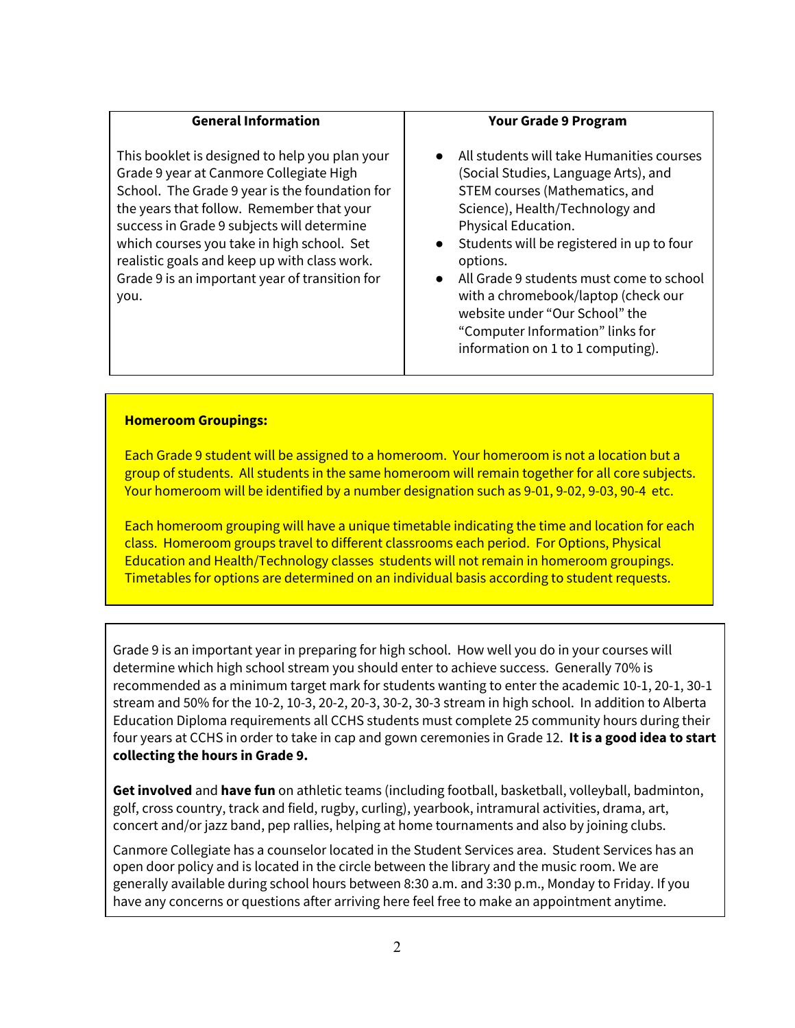| General Information | Your Grade 9 Program |
|---|---|
| This booklet is designed to help you plan your Grade 9 year at Canmore Collegiate High School. The Grade 9 year is the foundation for the years that follow. Remember that your success in Grade 9 subjects will determine which courses you take in high school. Set realistic goals and keep up with class work. Grade 9 is an important year of transition for you. | • All students will take Humanities courses (Social Studies, Language Arts), and STEM courses (Mathematics, and Science), Health/Technology and Physical Education.<br>• Students will be registered in up to four options.<br>• All Grade 9 students must come to school with a chromebook/laptop (check our website under "Our School" the "Computer Information" links for information on 1 to 1 computing). |

**Homeroom Groupings:**

Each Grade 9 student will be assigned to a homeroom. Your homeroom is not a location but a group of students. All students in the same homeroom will remain together for all core subjects. Your homeroom will be identified by a number designation such as 9-01, 9-02, 9-03, 90-4 etc.

Each homeroom grouping will have a unique timetable indicating the time and location for each class. Homeroom groups travel to different classrooms each period. For Options, Physical Education and Health/Technology classes students will not remain in homeroom groupings. Timetables for options are determined on an individual basis according to student requests.

Grade 9 is an important year in preparing for high school. How well you do in your courses will determine which high school stream you should enter to achieve success. Generally 70% is recommended as a minimum target mark for students wanting to enter the academic 10-1, 20-1, 30-1 stream and 50% for the 10-2, 10-3, 20-2, 20-3, 30-2, 30-3 stream in high school. In addition to Alberta Education Diploma requirements all CCHS students must complete 25 community hours during their four years at CCHS in order to take in cap and gown ceremonies in Grade 12. **It is a good idea to start collecting the hours in Grade 9.**

**Get involved** and **have fun** on athletic teams (including football, basketball, volleyball, badminton, golf, cross country, track and field, rugby, curling), yearbook, intramural activities, drama, art, concert and/or jazz band, pep rallies, helping at home tournaments and also by joining clubs.

Canmore Collegiate has a counselor located in the Student Services area. Student Services has an open door policy and is located in the circle between the library and the music room. We are generally available during school hours between 8:30 a.m. and 3:30 p.m., Monday to Friday. If you have any concerns or questions after arriving here feel free to make an appointment anytime.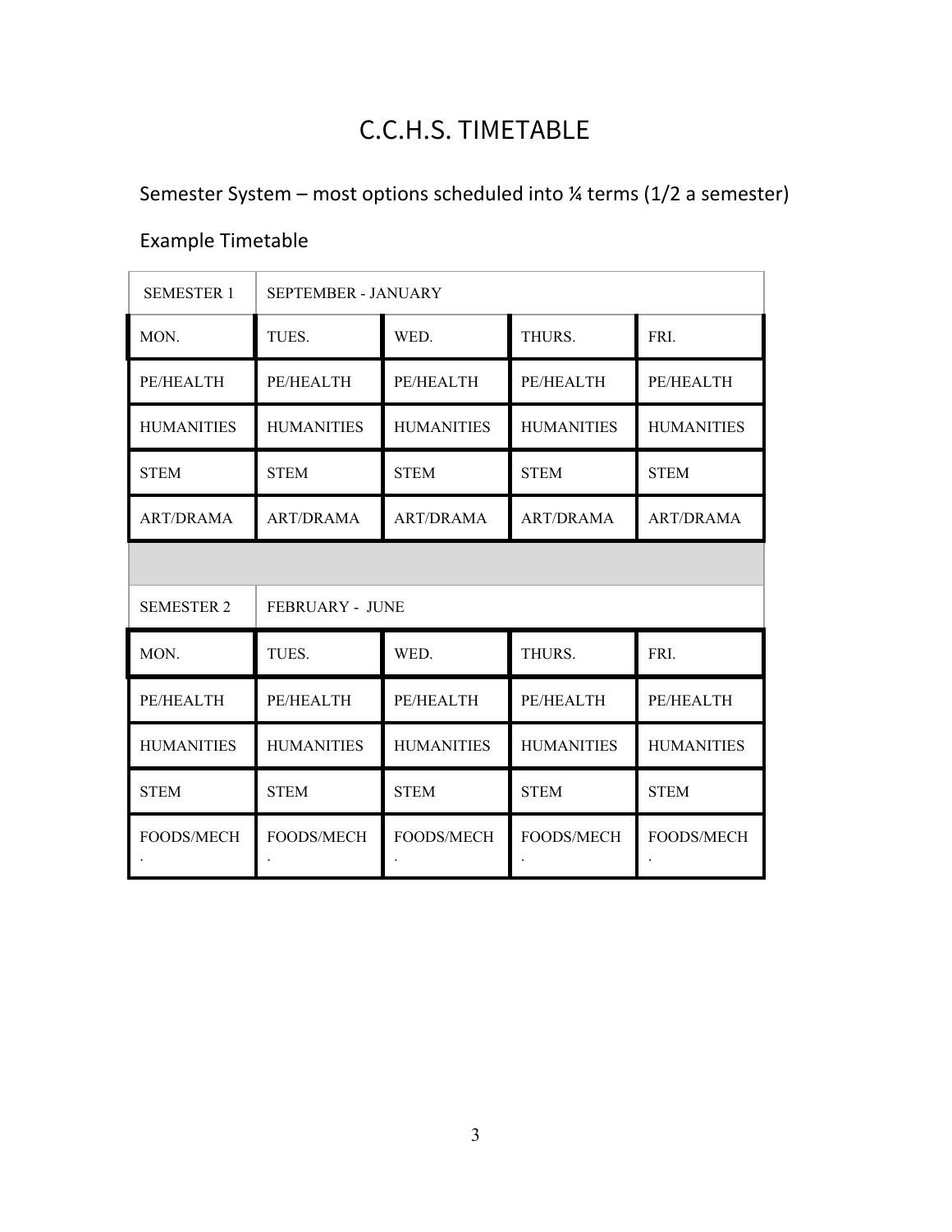# C.C.H.S. TIMETABLE

Semester System – most options scheduled into ¼ terms (1/2 a semester)

Example Timetable

| SEMESTER 1 | SEPTEMBER - JANUARY | | | |
|---|---|---|---|---|
| MON. | TUES. | WED. | THURS. | FRI. |
| PE/HEALTH | PE/HEALTH | PE/HEALTH | PE/HEALTH | PE/HEALTH |
| HUMANITIES | HUMANITIES | HUMANITIES | HUMANITIES | HUMANITIES |
| STEM | STEM | STEM | STEM | STEM |
| ART/DRAMA | ART/DRAMA | ART/DRAMA | ART/DRAMA | ART/DRAMA |
| | | | | |
| SEMESTER 2 | FEBRUARY - JUNE | | | |
| MON. | TUES. | WED. | THURS. | FRI. |
| PE/HEALTH | PE/HEALTH | PE/HEALTH | PE/HEALTH | PE/HEALTH |
| HUMANITIES | HUMANITIES | HUMANITIES | HUMANITIES | HUMANITIES |
| STEM | STEM | STEM | STEM | STEM |
| FOODS/MECH. | FOODS/MECH. | FOODS/MECH. | FOODS/MECH. | FOODS/MECH. |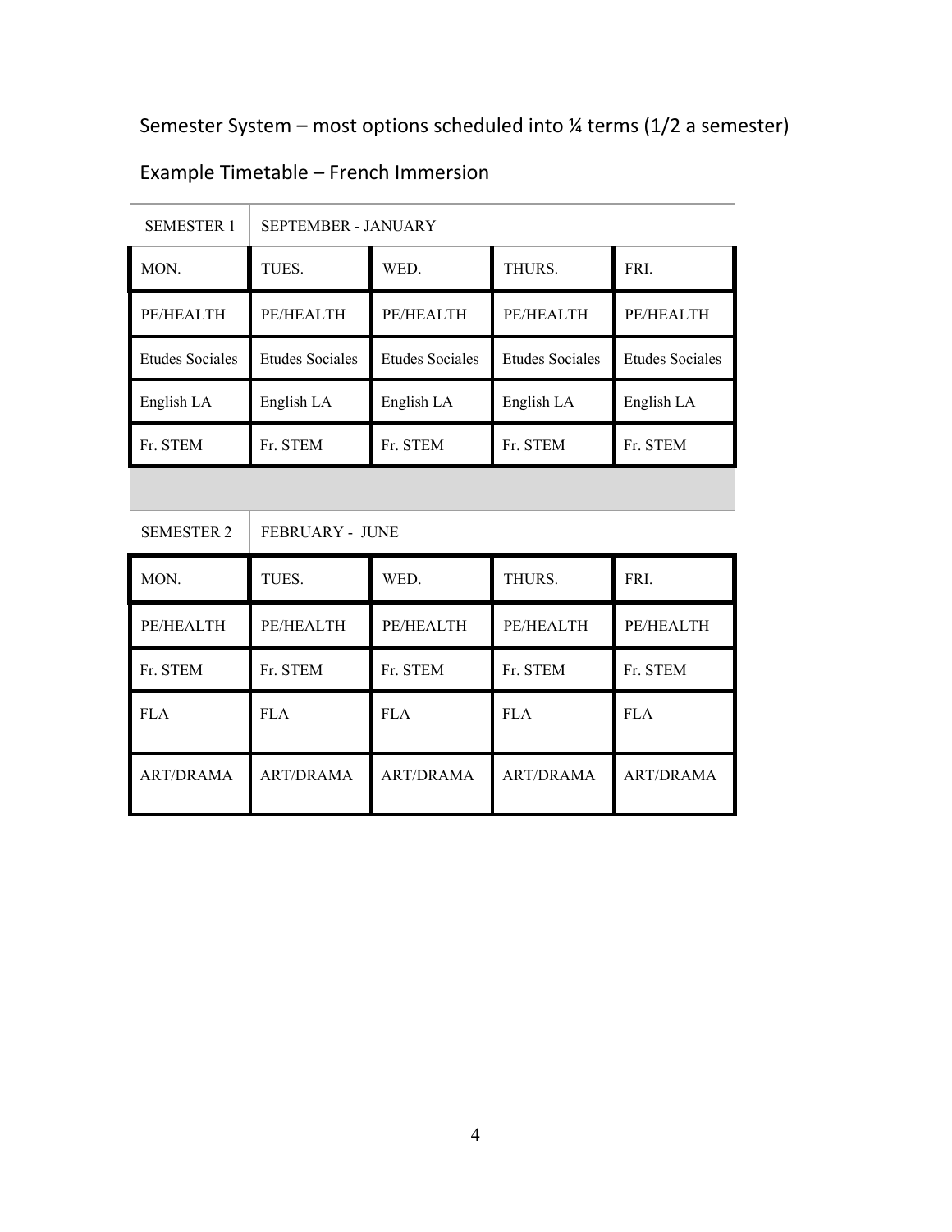Semester System – most options scheduled into ¼ terms (1/2 a semester)

Example Timetable – French Immersion

| SEMESTER 1 | SEPTEMBER - JANUARY | | | |
|---|---|---|---|---|
| MON. | TUES. | WED. | THURS. | FRI. |
| PE/HEALTH | PE/HEALTH | PE/HEALTH | PE/HEALTH | PE/HEALTH |
| Etudes Sociales | Etudes Sociales | Etudes Sociales | Etudes Sociales | Etudes Sociales |
| English LA | English LA | English LA | English LA | English LA |
| Fr. STEM | Fr. STEM | Fr. STEM | Fr. STEM | Fr. STEM |
| | | | | |
| SEMESTER 2 | FEBRUARY - JUNE | | | |
| MON. | TUES. | WED. | THURS. | FRI. |
| PE/HEALTH | PE/HEALTH | PE/HEALTH | PE/HEALTH | PE/HEALTH |
| Fr. STEM | Fr. STEM | Fr. STEM | Fr. STEM | Fr. STEM |
| FLA | FLA | FLA | FLA | FLA |
| ART/DRAMA | ART/DRAMA | ART/DRAMA | ART/DRAMA | ART/DRAMA |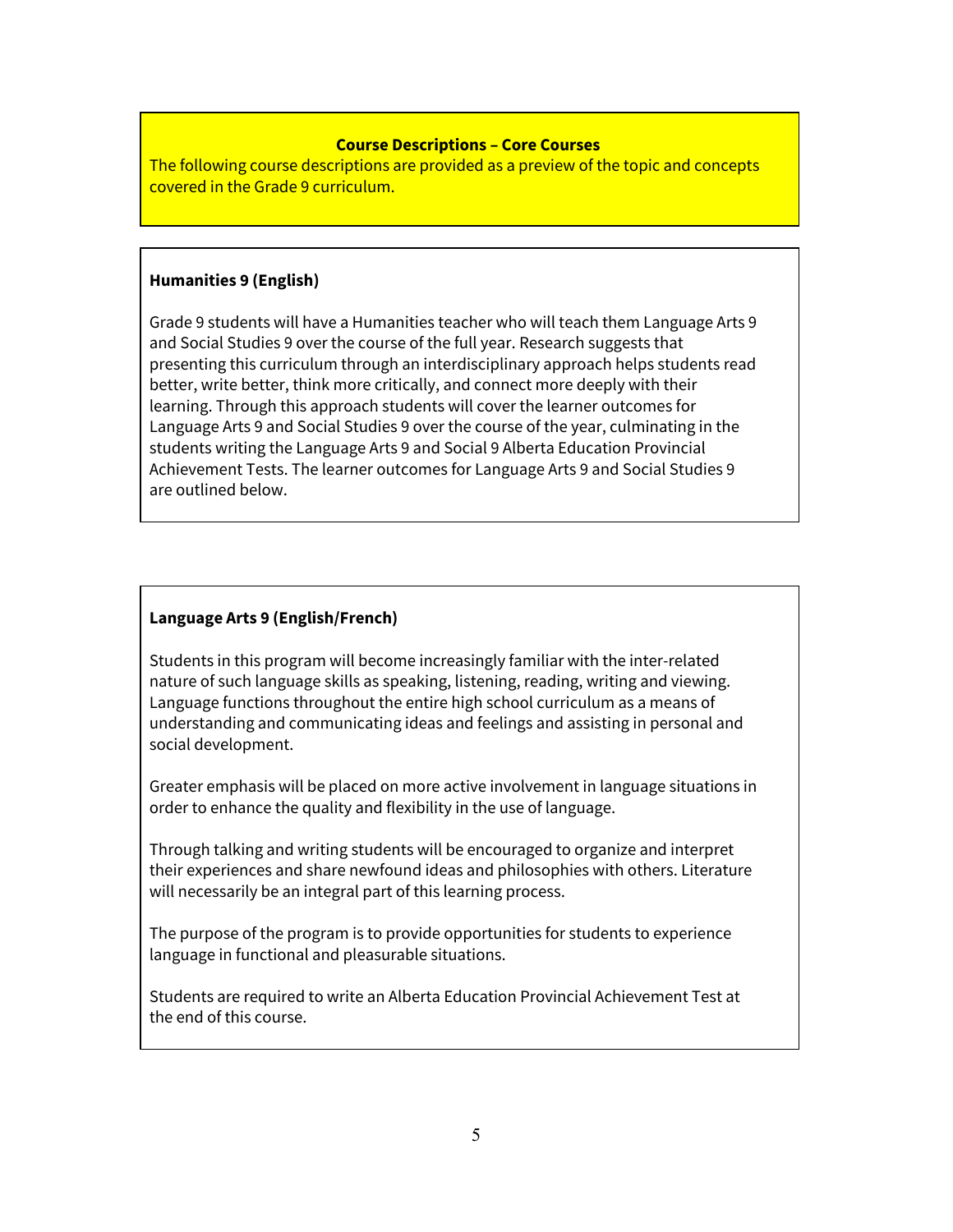## Course Descriptions – Core Courses

The following course descriptions are provided as a preview of the topic and concepts covered in the Grade 9 curriculum.

### Humanities 9 (English)

Grade 9 students will have a Humanities teacher who will teach them Language Arts 9 and Social Studies 9 over the course of the full year. Research suggests that presenting this curriculum through an interdisciplinary approach helps students read better, write better, think more critically, and connect more deeply with their learning. Through this approach students will cover the learner outcomes for Language Arts 9 and Social Studies 9 over the course of the year, culminating in the students writing the Language Arts 9 and Social 9 Alberta Education Provincial Achievement Tests. The learner outcomes for Language Arts 9 and Social Studies 9 are outlined below.

### Language Arts 9 (English/French)

Students in this program will become increasingly familiar with the inter-related nature of such language skills as speaking, listening, reading, writing and viewing. Language functions throughout the entire high school curriculum as a means of understanding and communicating ideas and feelings and assisting in personal and social development.

Greater emphasis will be placed on more active involvement in language situations in order to enhance the quality and flexibility in the use of language.

Through talking and writing students will be encouraged to organize and interpret their experiences and share newfound ideas and philosophies with others. Literature will necessarily be an integral part of this learning process.

The purpose of the program is to provide opportunities for students to experience language in functional and pleasurable situations.

Students are required to write an Alberta Education Provincial Achievement Test at the end of this course.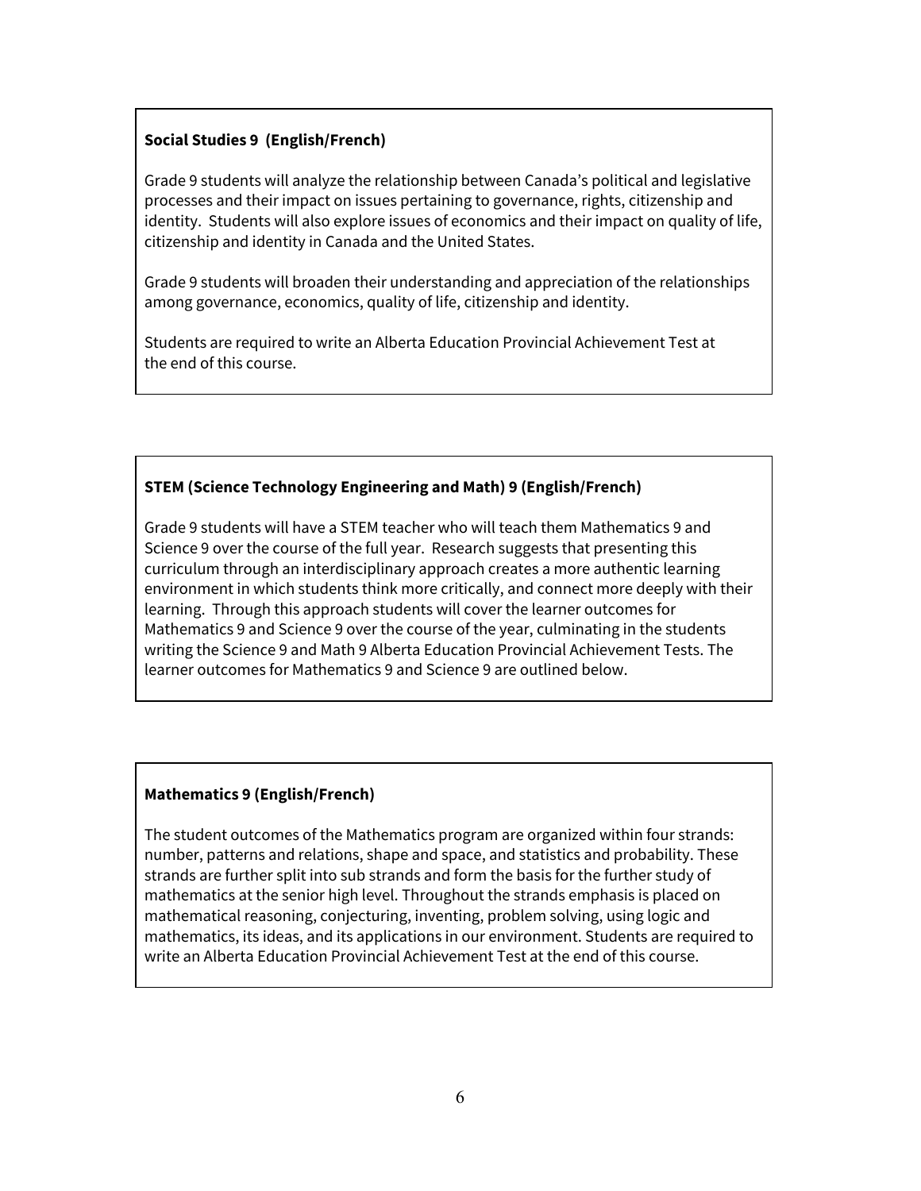**Social Studies 9 (English/French)**

Grade 9 students will analyze the relationship between Canada's political and legislative processes and their impact on issues pertaining to governance, rights, citizenship and identity. Students will also explore issues of economics and their impact on quality of life, citizenship and identity in Canada and the United States.

Grade 9 students will broaden their understanding and appreciation of the relationships among governance, economics, quality of life, citizenship and identity.

Students are required to write an Alberta Education Provincial Achievement Test at the end of this course.

**STEM (Science Technology Engineering and Math) 9 (English/French)**

Grade 9 students will have a STEM teacher who will teach them Mathematics 9 and Science 9 over the course of the full year. Research suggests that presenting this curriculum through an interdisciplinary approach creates a more authentic learning environment in which students think more critically, and connect more deeply with their learning. Through this approach students will cover the learner outcomes for Mathematics 9 and Science 9 over the course of the year, culminating in the students writing the Science 9 and Math 9 Alberta Education Provincial Achievement Tests. The learner outcomes for Mathematics 9 and Science 9 are outlined below.

**Mathematics 9 (English/French)**

The student outcomes of the Mathematics program are organized within four strands: number, patterns and relations, shape and space, and statistics and probability. These strands are further split into sub strands and form the basis for the further study of mathematics at the senior high level. Throughout the strands emphasis is placed on mathematical reasoning, conjecturing, inventing, problem solving, using logic and mathematics, its ideas, and its applications in our environment. Students are required to write an Alberta Education Provincial Achievement Test at the end of this course.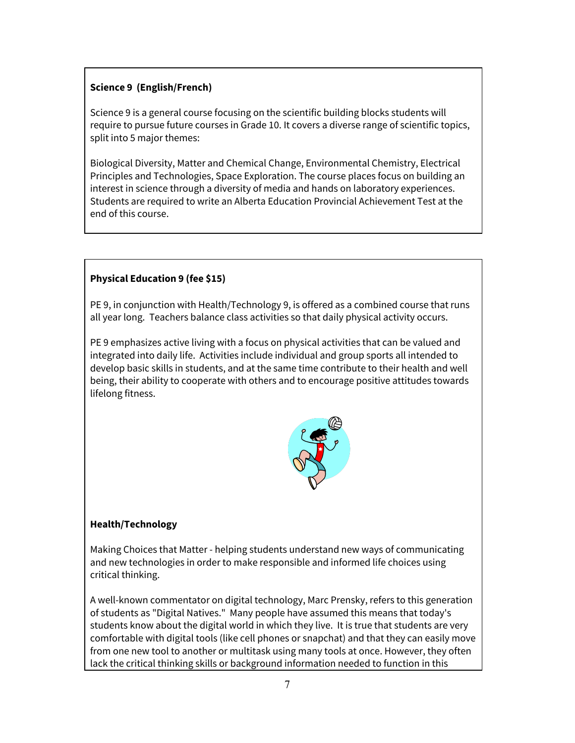**Science 9 (English/French)**

Science 9 is a general course focusing on the scientific building blocks students will require to pursue future courses in Grade 10. It covers a diverse range of scientific topics, split into 5 major themes:

Biological Diversity, Matter and Chemical Change, Environmental Chemistry, Electrical Principles and Technologies, Space Exploration. The course places focus on building an interest in science through a diversity of media and hands on laboratory experiences. Students are required to write an Alberta Education Provincial Achievement Test at the end of this course.

**Physical Education 9 (fee $15)**

PE 9, in conjunction with Health/Technology 9, is offered as a combined course that runs all year long. Teachers balance class activities so that daily physical activity occurs.

PE 9 emphasizes active living with a focus on physical activities that can be valued and integrated into daily life. Activities include individual and group sports all intended to develop basic skills in students, and at the same time contribute to their health and well being, their ability to cooperate with others and to encourage positive attitudes towards lifelong fitness.

**Health/Technology**

Making Choices that Matter - helping students understand new ways of communicating and new technologies in order to make responsible and informed life choices using critical thinking.

A well-known commentator on digital technology, Marc Prensky, refers to this generation of students as "Digital Natives." Many people have assumed this means that today's students know about the digital world in which they live. It is true that students are very comfortable with digital tools (like cell phones or snapchat) and that they can easily move from one new tool to another or multitask using many tools at once. However, they often lack the critical thinking skills or background information needed to function in this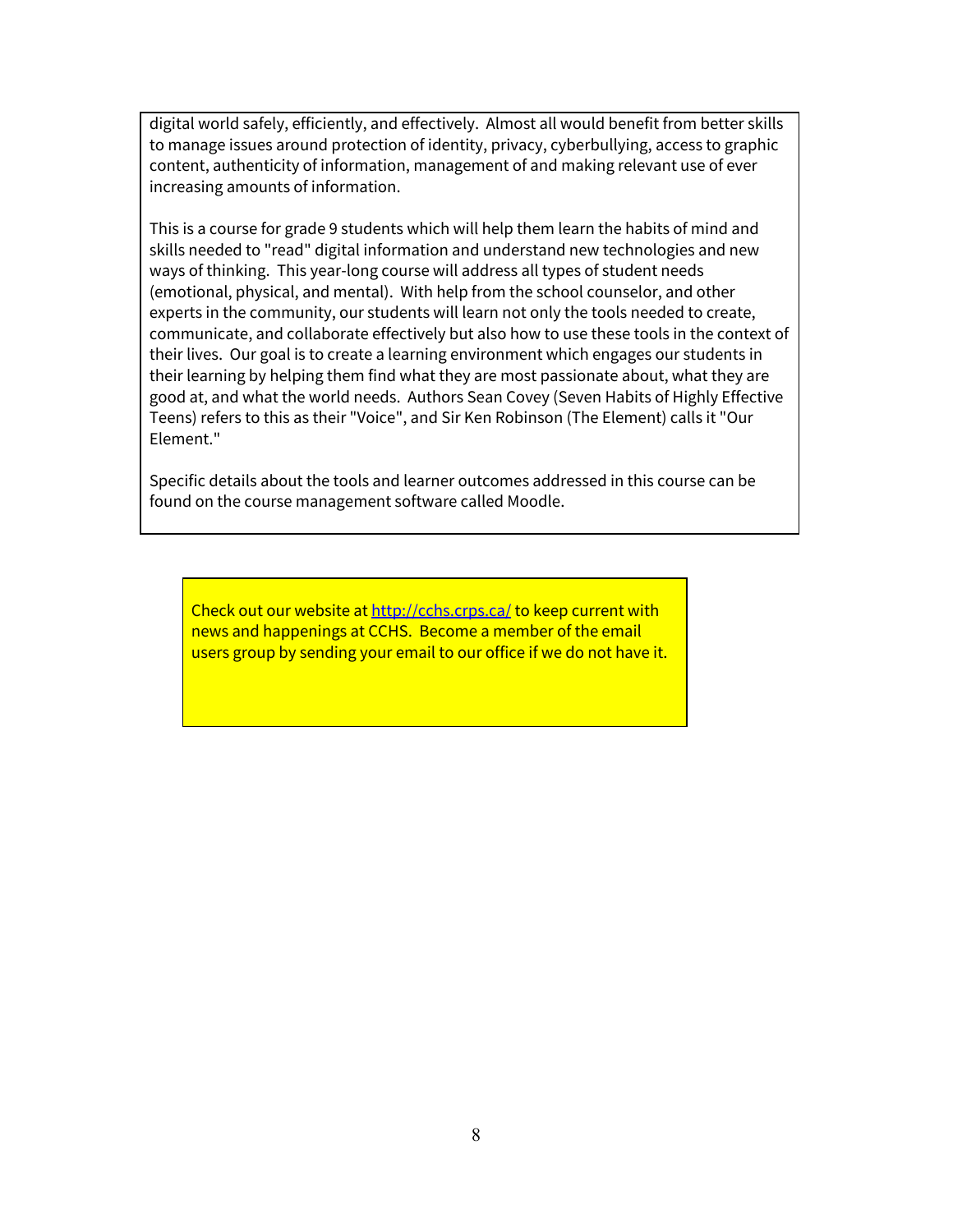digital world safely, efficiently, and effectively. Almost all would benefit from better skills to manage issues around protection of identity, privacy, cyberbullying, access to graphic content, authenticity of information, management of and making relevant use of ever increasing amounts of information.

This is a course for grade 9 students which will help them learn the habits of mind and skills needed to "read" digital information and understand new technologies and new ways of thinking. This year-long course will address all types of student needs (emotional, physical, and mental). With help from the school counselor, and other experts in the community, our students will learn not only the tools needed to create, communicate, and collaborate effectively but also how to use these tools in the context of their lives. Our goal is to create a learning environment which engages our students in their learning by helping them find what they are most passionate about, what they are good at, and what the world needs. Authors Sean Covey (Seven Habits of Highly Effective Teens) refers to this as their "Voice", and Sir Ken Robinson (The Element) calls it "Our Element."

Specific details about the tools and learner outcomes addressed in this course can be found on the course management software called Moodle.

Check out our website at [http://cchs.crps.ca/](http://cchs.crps.ca/) to keep current with news and happenings at CCHS. Become a member of the email users group by sending your email to our office if we do not have it.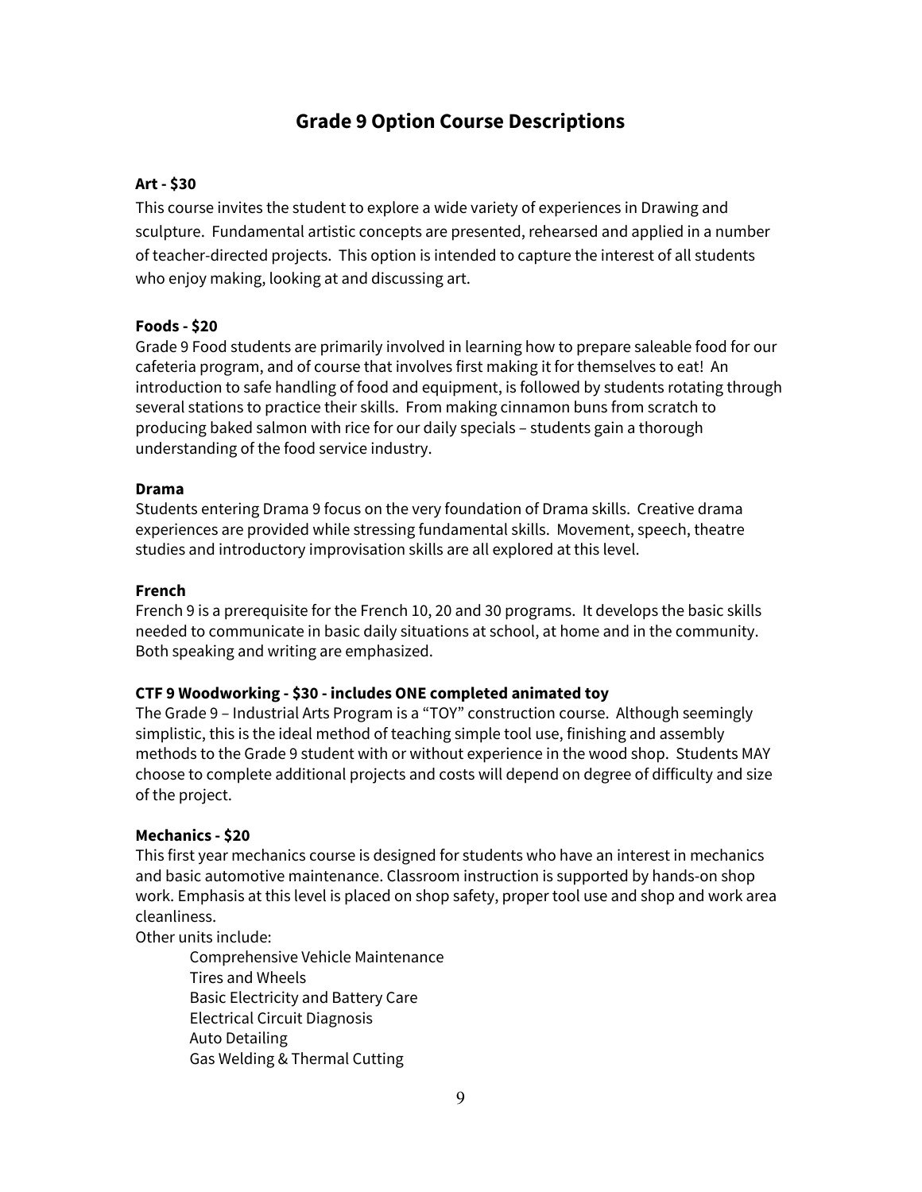# Grade 9 Option Course Descriptions

**Art - $30**

This course invites the student to explore a wide variety of experiences in Drawing and sculpture. Fundamental artistic concepts are presented, rehearsed and applied in a number of teacher-directed projects. This option is intended to capture the interest of all students who enjoy making, looking at and discussing art.

**Foods - $20**

Grade 9 Food students are primarily involved in learning how to prepare saleable food for our cafeteria program, and of course that involves first making it for themselves to eat! An introduction to safe handling of food and equipment, is followed by students rotating through several stations to practice their skills. From making cinnamon buns from scratch to producing baked salmon with rice for our daily specials – students gain a thorough understanding of the food service industry.

**Drama**

Students entering Drama 9 focus on the very foundation of Drama skills. Creative drama experiences are provided while stressing fundamental skills. Movement, speech, theatre studies and introductory improvisation skills are all explored at this level.

**French**

French 9 is a prerequisite for the French 10, 20 and 30 programs. It develops the basic skills needed to communicate in basic daily situations at school, at home and in the community. Both speaking and writing are emphasized.

**CTF 9 Woodworking - $30 - includes ONE completed animated toy**

The Grade 9 – Industrial Arts Program is a "TOY" construction course. Although seemingly simplistic, this is the ideal method of teaching simple tool use, finishing and assembly methods to the Grade 9 student with or without experience in the wood shop. Students MAY choose to complete additional projects and costs will depend on degree of difficulty and size of the project.

**Mechanics - $20**

This first year mechanics course is designed for students who have an interest in mechanics and basic automotive maintenance. Classroom instruction is supported by hands-on shop work. Emphasis at this level is placed on shop safety, proper tool use and shop and work area cleanliness.

Other units include:

- Comprehensive Vehicle Maintenance
- Tires and Wheels
- Basic Electricity and Battery Care
- Electrical Circuit Diagnosis
- Auto Detailing
- Gas Welding & Thermal Cutting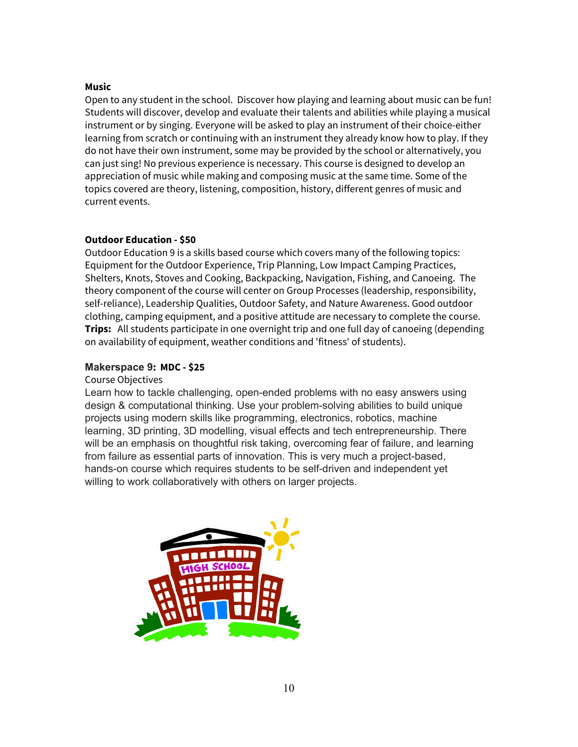**Music**

Open to any student in the school. Discover how playing and learning about music can be fun! Students will discover, develop and evaluate their talents and abilities while playing a musical instrument or by singing. Everyone will be asked to play an instrument of their choice-either learning from scratch or continuing with an instrument they already know how to play. If they do not have their own instrument, some may be provided by the school or alternatively, you can just sing! No previous experience is necessary. This course is designed to develop an appreciation of music while making and composing music at the same time. Some of the topics covered are theory, listening, composition, history, different genres of music and current events.

**Outdoor Education - $50**

Outdoor Education 9 is a skills based course which covers many of the following topics: Equipment for the Outdoor Experience, Trip Planning, Low Impact Camping Practices, Shelters, Knots, Stoves and Cooking, Backpacking, Navigation, Fishing, and Canoeing. The theory component of the course will center on Group Processes (leadership, responsibility, self-reliance), Leadership Qualities, Outdoor Safety, and Nature Awareness. Good outdoor clothing, camping equipment, and a positive attitude are necessary to complete the course. **Trips:** All students participate in one overnight trip and one full day of canoeing (depending on availability of equipment, weather conditions and 'fitness' of students).

**Makerspace 9: MDC - $25**

Course Objectives

Learn how to tackle challenging, open-ended problems with no easy answers using design & computational thinking. Use your problem-solving abilities to build unique projects using modern skills like programming, electronics, robotics, machine learning, 3D printing, 3D modelling, visual effects and tech entrepreneurship. There will be an emphasis on thoughtful risk taking, overcoming fear of failure, and learning from failure as essential parts of innovation. This is very much a project-based, hands-on course which requires students to be self-driven and independent yet willing to work collaboratively with others on larger projects.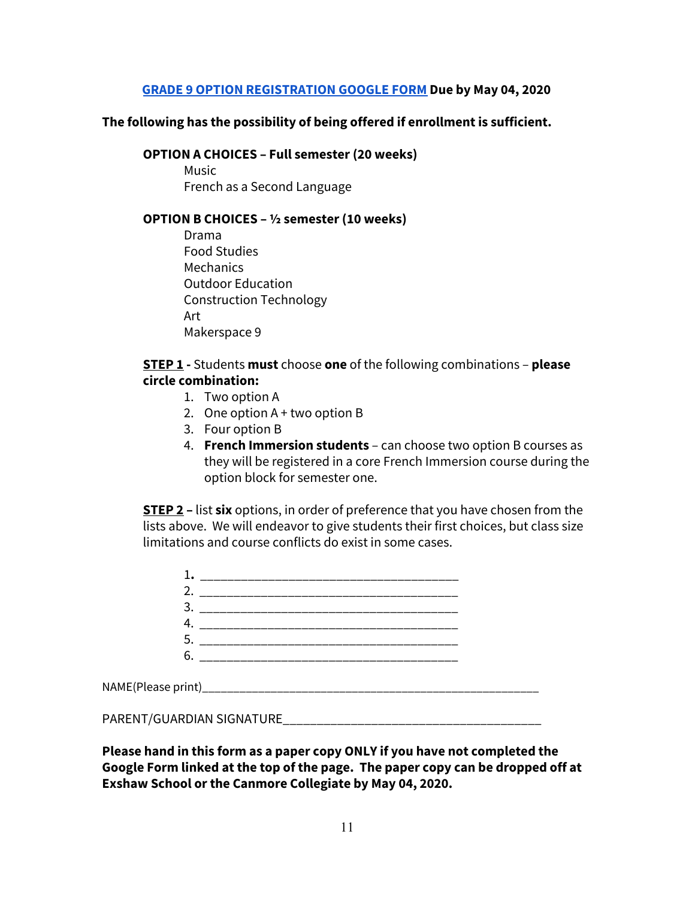**GRADE 9 OPTION REGISTRATION GOOGLE FORM Due by May 04, 2020**

**The following has the possibility of being offered if enrollment is sufficient.**

**OPTION A CHOICES – Full semester (20 weeks)**

Music
French as a Second Language

**OPTION B CHOICES – ½ semester (10 weeks)**

Drama
Food Studies
Mechanics
Outdoor Education
Construction Technology
Art
Makerspace 9

**STEP 1** - Students **must** choose **one** of the following combinations – **please circle combination:**

1. Two option A
2. One option A + two option B
3. Four option B
4. **French Immersion students** – can choose two option B courses as they will be registered in a core French Immersion course during the option block for semester one.

**STEP 2 –** list **six** options, in order of preference that you have chosen from the lists above. We will endeavor to give students their first choices, but class size limitations and course conflicts do exist in some cases.

1. ______________________________________
2. ______________________________________
3. ______________________________________
4. ______________________________________
5. ______________________________________
6. ______________________________________

NAME(Please print)______________________________________________________

PARENT/GUARDIAN SIGNATURE______________________________________

**Please hand in this form as a paper copy ONLY if you have not completed the Google Form linked at the top of the page. The paper copy can be dropped off at Exshaw School or the Canmore Collegiate by May 04, 2020.**